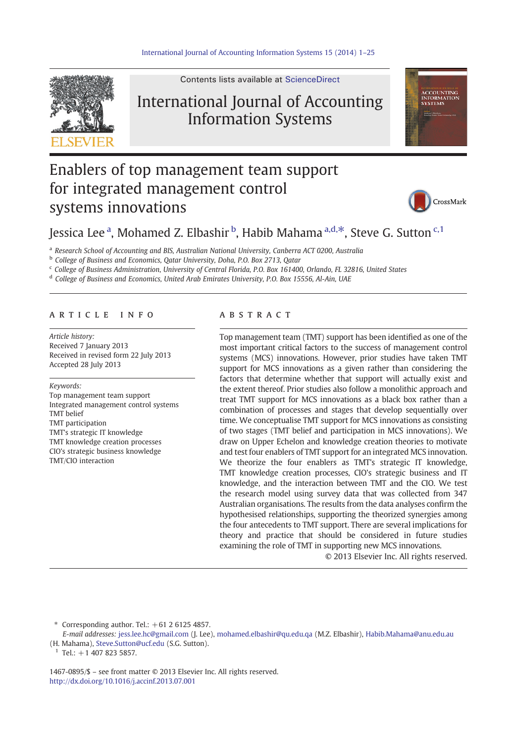# Enablers of top management team support for integrated management control systems innovations

Jessica Lee [a], Mohamed Z. Elbashir [b], Habib Mahama [a,d,*], Steve G. Sutton [c,1]

[a] Research School of Accounting and BIS, Australian National University, Canberra ACT 0200, Australia
[b] College of Business and Economics, Qatar University, Doha, P.O. Box 2713, Qatar
[c] College of Business Administration, University of Central Florida, P.O. Box 161400, Orlando, FL 32816, United States
[d] College of Business and Economics, United Arab Emirates University, P.O. Box 15556, Al-Ain, UAE

## ARTICLE INFO

*Article history:*
Received 7 January 2013
Received in revised form 22 July 2013
Accepted 28 July 2013

*Keywords:*
Top management team support
Integrated management control systems
TMT belief
TMT participation
TMT's strategic IT knowledge
TMT knowledge creation processes
CIO's strategic business knowledge
TMT/CIO interaction

## ABSTRACT

Top management team (TMT) support has been identified as one of the most important critical factors to the success of management control systems (MCS) innovations. However, prior studies have taken TMT support for MCS innovations as a given rather than considering the factors that determine whether that support will actually exist and the extent thereof. Prior studies also follow a monolithic approach and treat TMT support for MCS innovations as a black box rather than a combination of processes and stages that develop sequentially over time. We conceptualise TMT support for MCS innovations as consisting of two stages (TMT belief and participation in MCS innovations). We draw on Upper Echelon and knowledge creation theories to motivate and test four enablers of TMT support for an integrated MCS innovation. We theorize the four enablers as TMT's strategic IT knowledge, TMT knowledge creation processes, CIO's strategic business and IT knowledge, and the interaction between TMT and the CIO. We test the research model using survey data that was collected from 347 Australian organisations. The results from the data analyses confirm the hypothesised relationships, supporting the theorized synergies among the four antecedents to TMT support. There are several implications for theory and practice that should be considered in future studies examining the role of TMT in supporting new MCS innovations.

© 2013 Elsevier Inc. All rights reserved.

---

\* Corresponding author. Tel.: +61 2 6125 4857.
*E-mail addresses:* jess.lee.hc@gmail.com (J. Lee), mohamed.elbashir@qu.edu.qa (M.Z. Elbashir), Habib.Mahama@anu.edu.au (H. Mahama), Steve.Sutton@ucf.edu (S.G. Sutton).
[1] Tel.: +1 407 823 5857.

1467-0895/$ – see front matter © 2013 Elsevier Inc. All rights reserved.
http://dx.doi.org/10.1016/j.accinf.2013.07.001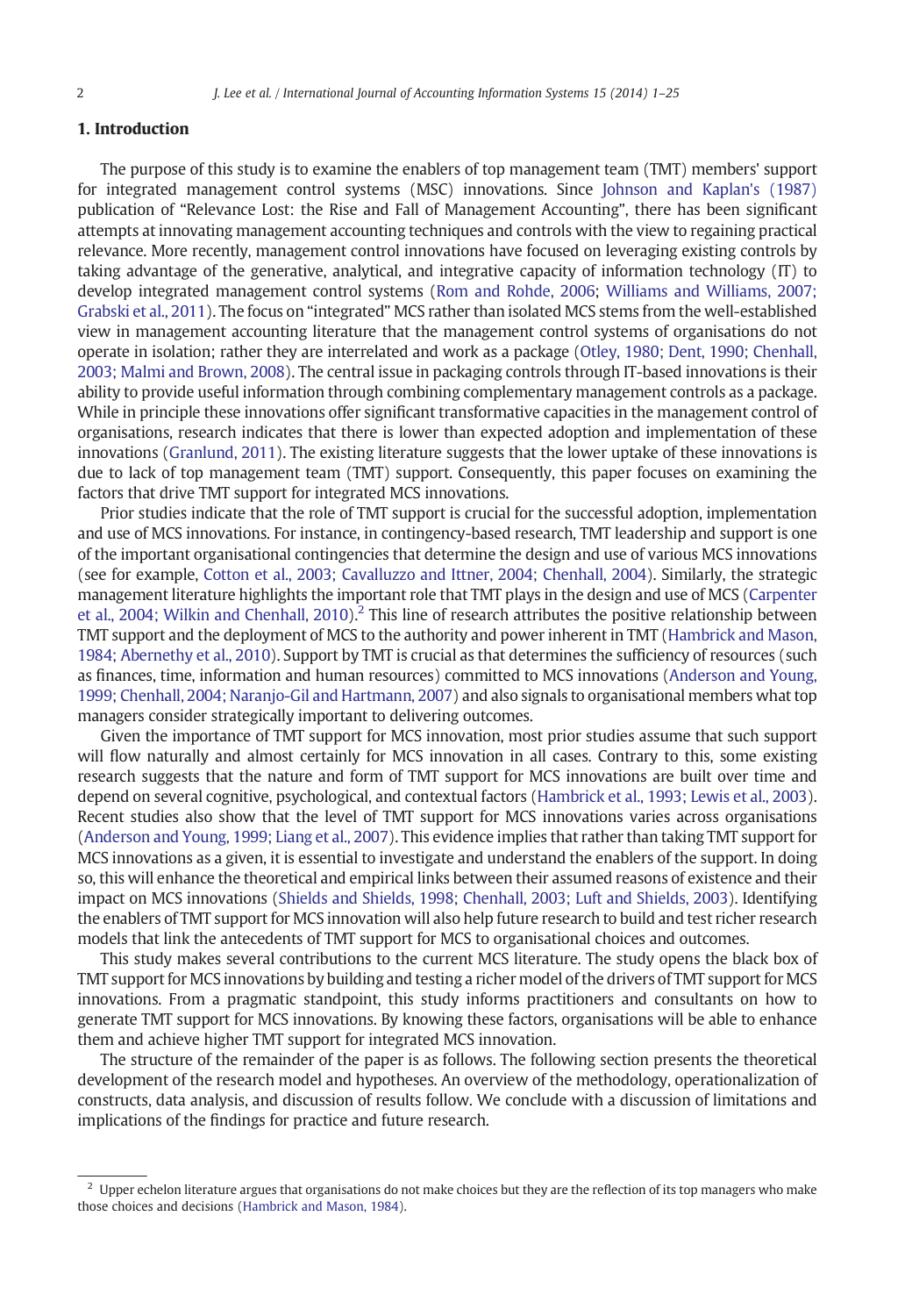## 1. Introduction

The purpose of this study is to examine the enablers of top management team (TMT) members' support for integrated management control systems (MSC) innovations. Since Johnson and Kaplan's (1987) publication of "Relevance Lost: the Rise and Fall of Management Accounting", there has been significant attempts at innovating management accounting techniques and controls with the view to regaining practical relevance. More recently, management control innovations have focused on leveraging existing controls by taking advantage of the generative, analytical, and integrative capacity of information technology (IT) to develop integrated management control systems (Rom and Rohde, 2006; Williams and Williams, 2007; Grabski et al., 2011). The focus on "integrated" MCS rather than isolated MCS stems from the well-established view in management accounting literature that the management control systems of organisations do not operate in isolation; rather they are interrelated and work as a package (Otley, 1980; Dent, 1990; Chenhall, 2003; Malmi and Brown, 2008). The central issue in packaging controls through IT-based innovations is their ability to provide useful information through combining complementary management controls as a package. While in principle these innovations offer significant transformative capacities in the management control of organisations, research indicates that there is lower than expected adoption and implementation of these innovations (Granlund, 2011). The existing literature suggests that the lower uptake of these innovations is due to lack of top management team (TMT) support. Consequently, this paper focuses on examining the factors that drive TMT support for integrated MCS innovations.

Prior studies indicate that the role of TMT support is crucial for the successful adoption, implementation and use of MCS innovations. For instance, in contingency-based research, TMT leadership and support is one of the important organisational contingencies that determine the design and use of various MCS innovations (see for example, Cotton et al., 2003; Cavalluzzo and Ittner, 2004; Chenhall, 2004). Similarly, the strategic management literature highlights the important role that TMT plays in the design and use of MCS (Carpenter et al., 2004; Wilkin and Chenhall, 2010).[2] This line of research attributes the positive relationship between TMT support and the deployment of MCS to the authority and power inherent in TMT (Hambrick and Mason, 1984; Abernethy et al., 2010). Support by TMT is crucial as that determines the sufficiency of resources (such as finances, time, information and human resources) committed to MCS innovations (Anderson and Young, 1999; Chenhall, 2004; Naranjo-Gil and Hartmann, 2007) and also signals to organisational members what top managers consider strategically important to delivering outcomes.

Given the importance of TMT support for MCS innovation, most prior studies assume that such support will flow naturally and almost certainly for MCS innovation in all cases. Contrary to this, some existing research suggests that the nature and form of TMT support for MCS innovations are built over time and depend on several cognitive, psychological, and contextual factors (Hambrick et al., 1993; Lewis et al., 2003). Recent studies also show that the level of TMT support for MCS innovations varies across organisations (Anderson and Young, 1999; Liang et al., 2007). This evidence implies that rather than taking TMT support for MCS innovations as a given, it is essential to investigate and understand the enablers of the support. In doing so, this will enhance the theoretical and empirical links between their assumed reasons of existence and their impact on MCS innovations (Shields and Shields, 1998; Chenhall, 2003; Luft and Shields, 2003). Identifying the enablers of TMT support for MCS innovation will also help future research to build and test richer research models that link the antecedents of TMT support for MCS to organisational choices and outcomes.

This study makes several contributions to the current MCS literature. The study opens the black box of TMT support for MCS innovations by building and testing a richer model of the drivers of TMT support for MCS innovations. From a pragmatic standpoint, this study informs practitioners and consultants on how to generate TMT support for MCS innovations. By knowing these factors, organisations will be able to enhance them and achieve higher TMT support for integrated MCS innovation.

The structure of the remainder of the paper is as follows. The following section presents the theoretical development of the research model and hypotheses. An overview of the methodology, operationalization of constructs, data analysis, and discussion of results follow. We conclude with a discussion of limitations and implications of the findings for practice and future research.

---

[2] Upper echelon literature argues that organisations do not make choices but they are the reflection of its top managers who make those choices and decisions (Hambrick and Mason, 1984).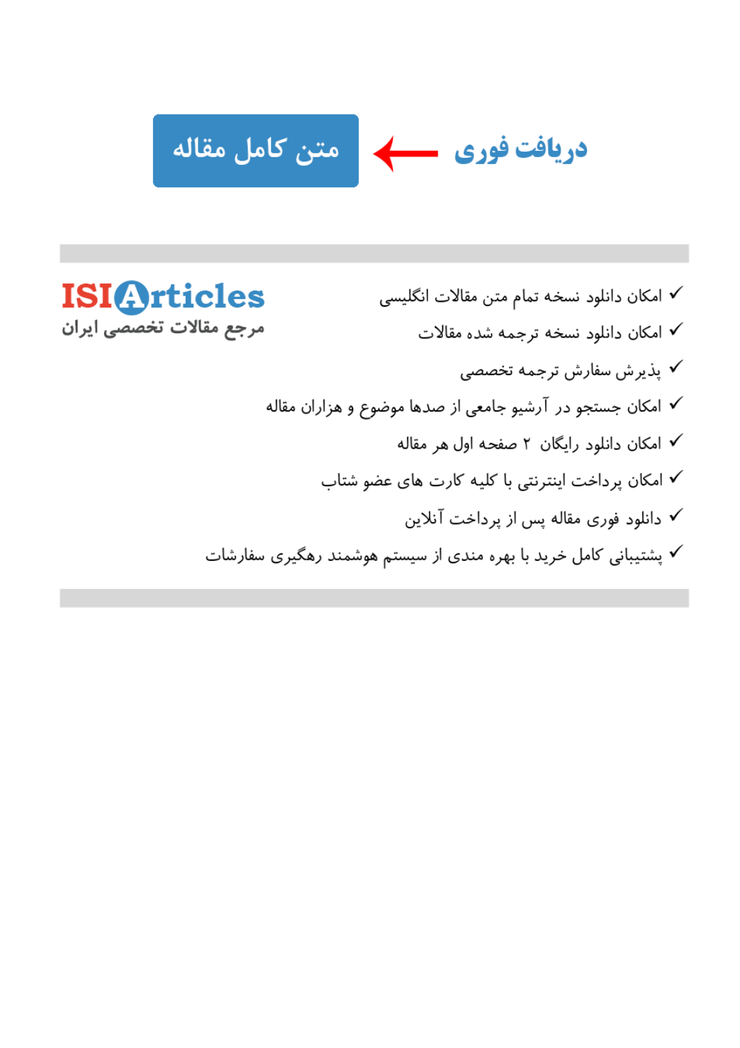دریافت فوری ← متن کامل مقاله

**ISIArticles**
مرجع مقالات تخصصی ایران

- ✓ امکان دانلود نسخه تمام متن مقالات انگلیسی
- ✓ امکان دانلود نسخه ترجمه شده مقالات
- ✓ پذیرش سفارش ترجمه تخصصی
- ✓ امکان جستجو در آرشیو جامعی از صدها موضوع و هزاران مقاله
- ✓ امکان دانلود رایگان ۲ صفحه اول هر مقاله
- ✓ امکان پرداخت اینترنتی با کلیه کارت های عضو شتاب
- ✓ دانلود فوری مقاله پس از پرداخت آنلاین
- ✓ پشتیبانی کامل خرید با بهره مندی از سیستم هوشمند رهگیری سفارشات